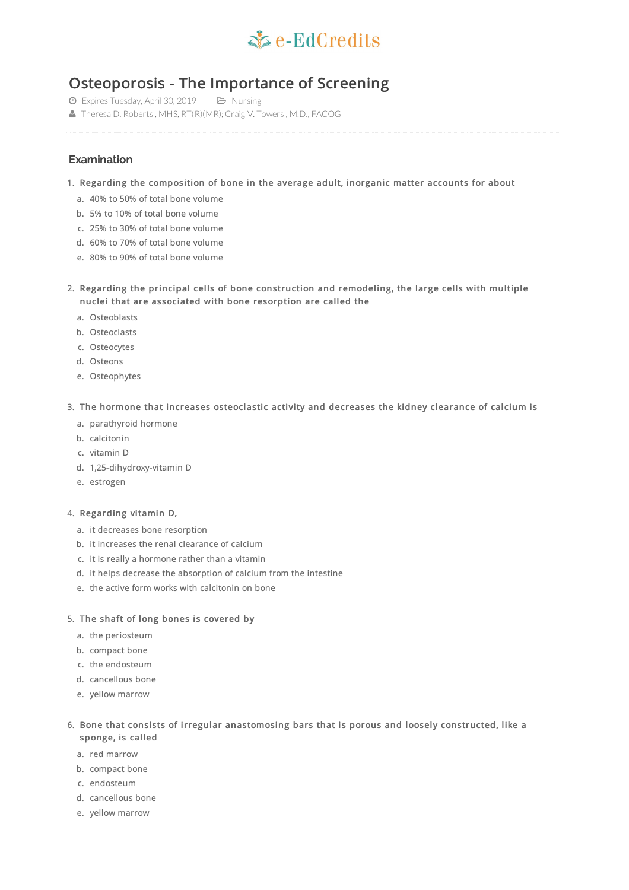# Osteoporosis - The Importance of Screening

Expires Tuesday, April 30, 2019 Nursing

Theresa D. Roberts , MHS, RT(R)(MR); Craig V. Towers , M.D., FACOG

## Examination

1. **Regarding the composition of bone in the average adult, inorganic matter accounts for about**
   a. 40% to 50% of total bone volume
   b. 5% to 10% of total bone volume
   c. 25% to 30% of total bone volume
   d. 60% to 70% of total bone volume
   e. 80% to 90% of total bone volume

2. **Regarding the principal cells of bone construction and remodeling, the large cells with multiple nuclei that are associated with bone resorption are called the**
   a. Osteoblasts
   b. Osteoclasts
   c. Osteocytes
   d. Osteons
   e. Osteophytes

3. **The hormone that increases osteoclastic activity and decreases the kidney clearance of calcium is**
   a. parathyroid hormone
   b. calcitonin
   c. vitamin D
   d. 1,25-dihydroxy-vitamin D
   e. estrogen

4. **Regarding vitamin D,**
   a. it decreases bone resorption
   b. it increases the renal clearance of calcium
   c. it is really a hormone rather than a vitamin
   d. it helps decrease the absorption of calcium from the intestine
   e. the active form works with calcitonin on bone

5. **The shaft of long bones is covered by**
   a. the periosteum
   b. compact bone
   c. the endosteum
   d. cancellous bone
   e. yellow marrow

6. **Bone that consists of irregular anastomosing bars that is porous and loosely constructed, like a sponge, is called**
   a. red marrow
   b. compact bone
   c. endosteum
   d. cancellous bone
   e. yellow marrow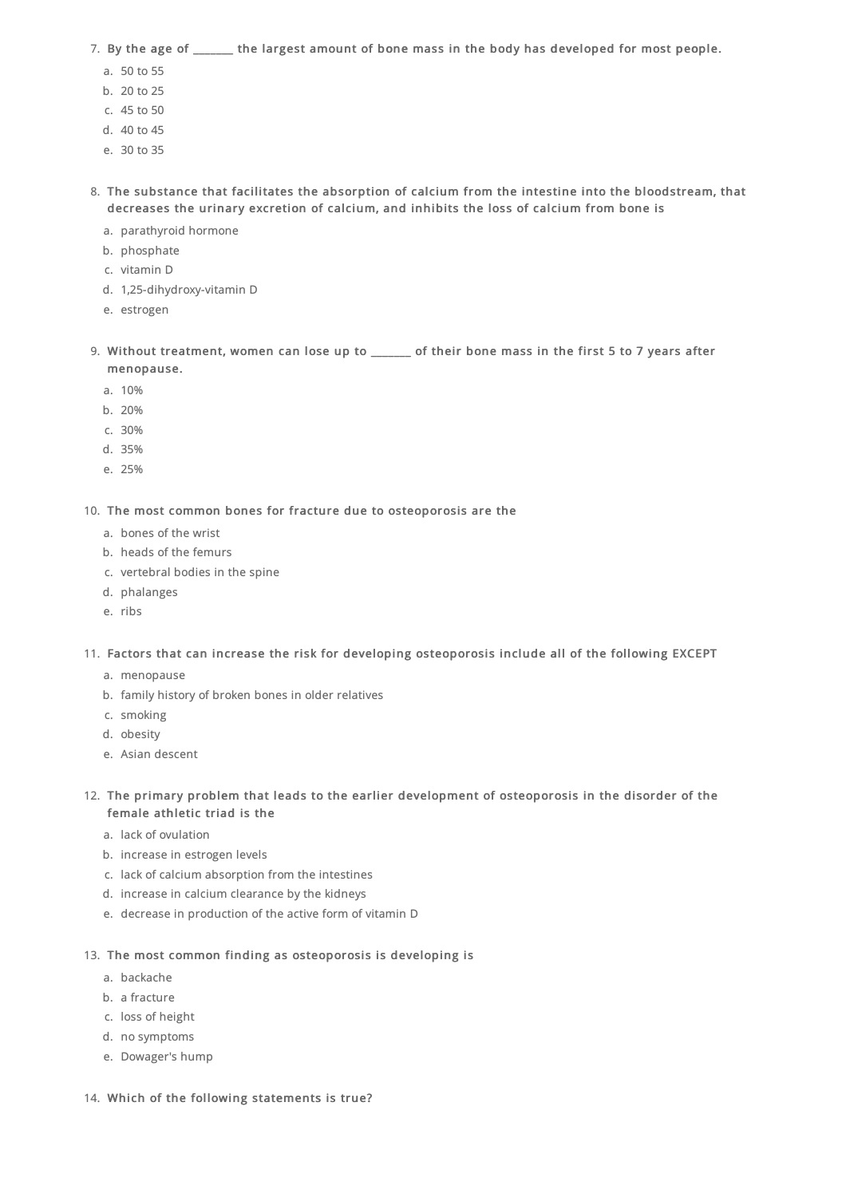7. **By the age of _______ the largest amount of bone mass in the body has developed for most people.**
   a. 50 to 55
   b. 20 to 25
   c. 45 to 50
   d. 40 to 45
   e. 30 to 35

8. **The substance that facilitates the absorption of calcium from the intestine into the bloodstream, that decreases the urinary excretion of calcium, and inhibits the loss of calcium from bone is**
   a. parathyroid hormone
   b. phosphate
   c. vitamin D
   d. 1,25-dihydroxy-vitamin D
   e. estrogen

9. **Without treatment, women can lose up to _______ of their bone mass in the first 5 to 7 years after menopause.**
   a. 10%
   b. 20%
   c. 30%
   d. 35%
   e. 25%

10. **The most common bones for fracture due to osteoporosis are the**
    a. bones of the wrist
    b. heads of the femurs
    c. vertebral bodies in the spine
    d. phalanges
    e. ribs

11. **Factors that can increase the risk for developing osteoporosis include all of the following EXCEPT**
    a. menopause
    b. family history of broken bones in older relatives
    c. smoking
    d. obesity
    e. Asian descent

12. **The primary problem that leads to the earlier development of osteoporosis in the disorder of the female athletic triad is the**
    a. lack of ovulation
    b. increase in estrogen levels
    c. lack of calcium absorption from the intestines
    d. increase in calcium clearance by the kidneys
    e. decrease in production of the active form of vitamin D

13. **The most common finding as osteoporosis is developing is**
    a. backache
    b. a fracture
    c. loss of height
    d. no symptoms
    e. Dowager's hump

14. **Which of the following statements is true?**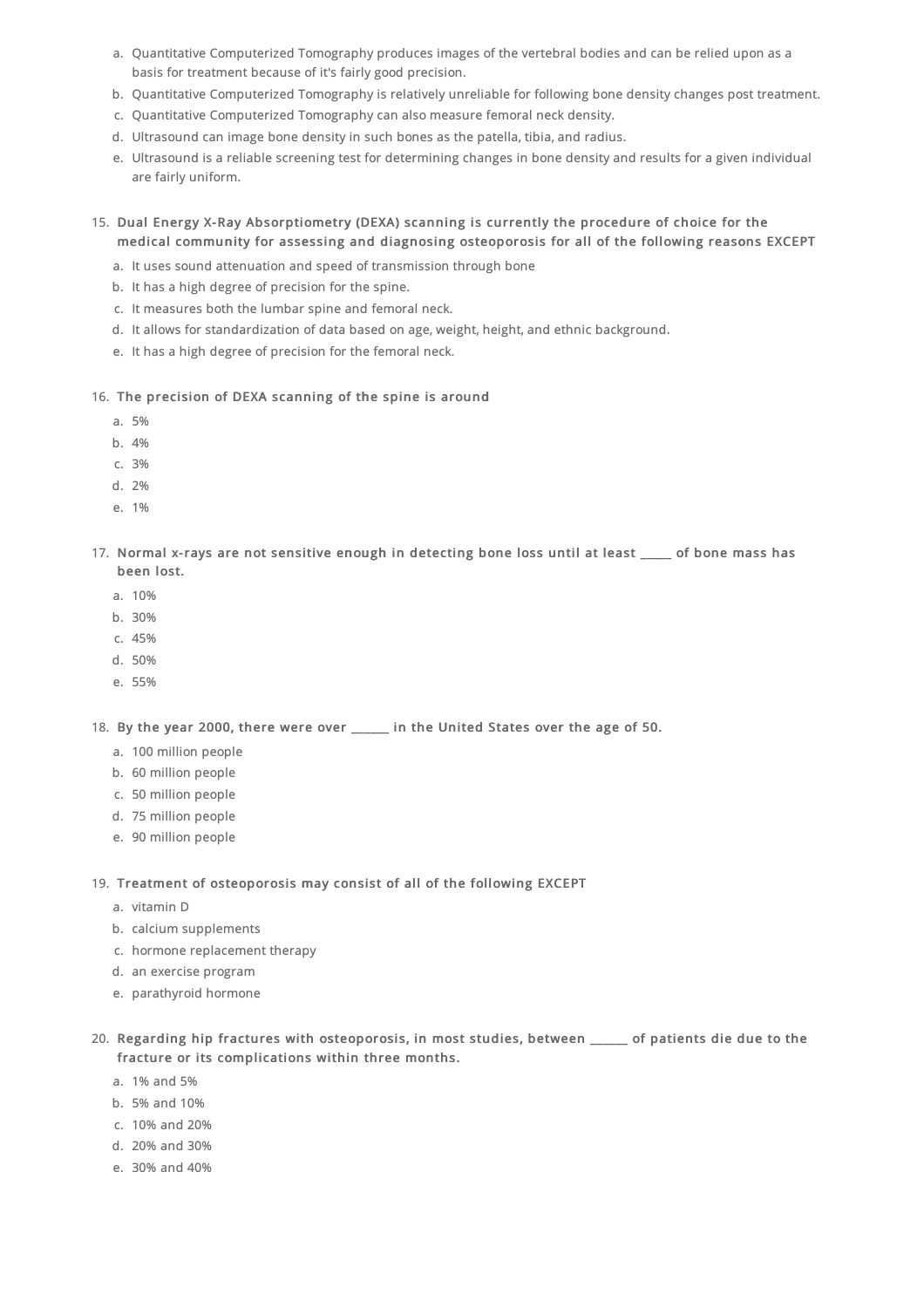a. Quantitative Computerized Tomography produces images of the vertebral bodies and can be relied upon as a basis for treatment because of it's fairly good precision.
b. Quantitative Computerized Tomography is relatively unreliable for following bone density changes post treatment.
c. Quantitative Computerized Tomography can also measure femoral neck density.
d. Ultrasound can image bone density in such bones as the patella, tibia, and radius.
e. Ultrasound is a reliable screening test for determining changes in bone density and results for a given individual are fairly uniform.

15. **Dual Energy X-Ray Absorptiometry (DEXA) scanning is currently the procedure of choice for the medical community for assessing and diagnosing osteoporosis for all of the following reasons EXCEPT**
    a. It uses sound attenuation and speed of transmission through bone
    b. It has a high degree of precision for the spine.
    c. It measures both the lumbar spine and femoral neck.
    d. It allows for standardization of data based on age, weight, height, and ethnic background.
    e. It has a high degree of precision for the femoral neck.

16. **The precision of DEXA scanning of the spine is around**
    a. 5%
    b. 4%
    c. 3%
    d. 2%
    e. 1%

17. **Normal x-rays are not sensitive enough in detecting bone loss until at least _____ of bone mass has been lost.**
    a. 10%
    b. 30%
    c. 45%
    d. 50%
    e. 55%

18. **By the year 2000, there were over ______ in the United States over the age of 50.**
    a. 100 million people
    b. 60 million people
    c. 50 million people
    d. 75 million people
    e. 90 million people

19. **Treatment of osteoporosis may consist of all of the following EXCEPT**
    a. vitamin D
    b. calcium supplements
    c. hormone replacement therapy
    d. an exercise program
    e. parathyroid hormone

20. **Regarding hip fractures with osteoporosis, in most studies, between ______ of patients die due to the fracture or its complications within three months.**
    a. 1% and 5%
    b. 5% and 10%
    c. 10% and 20%
    d. 20% and 30%
    e. 30% and 40%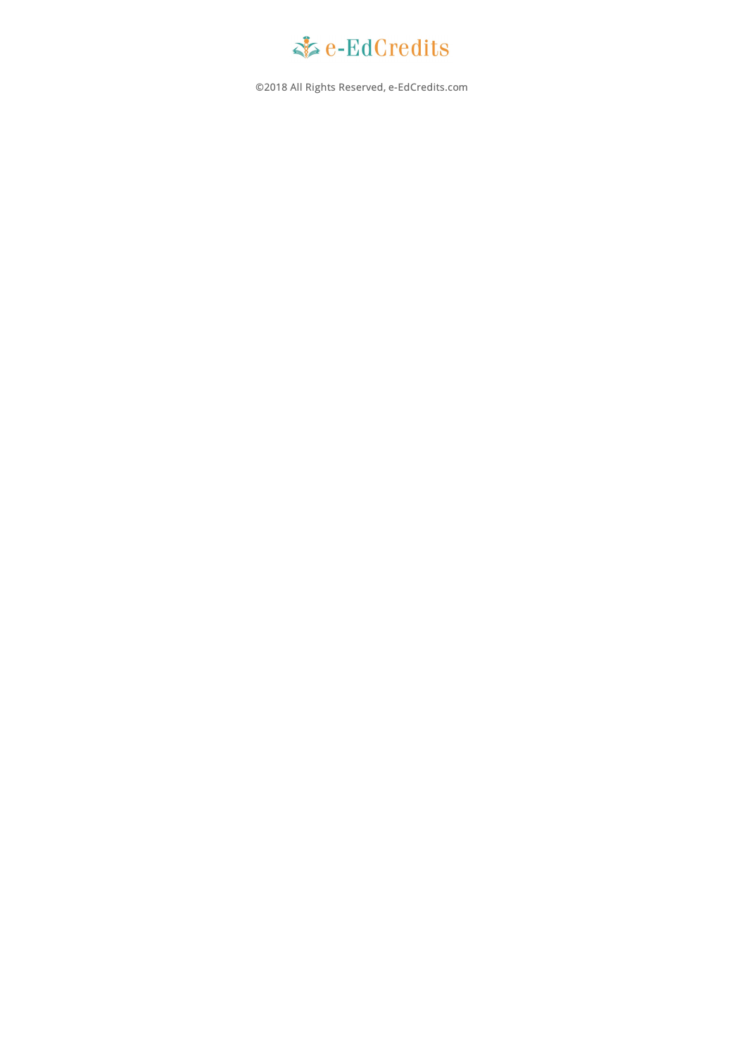e-EdCredits

©2018 All Rights Reserved, e-EdCredits.com